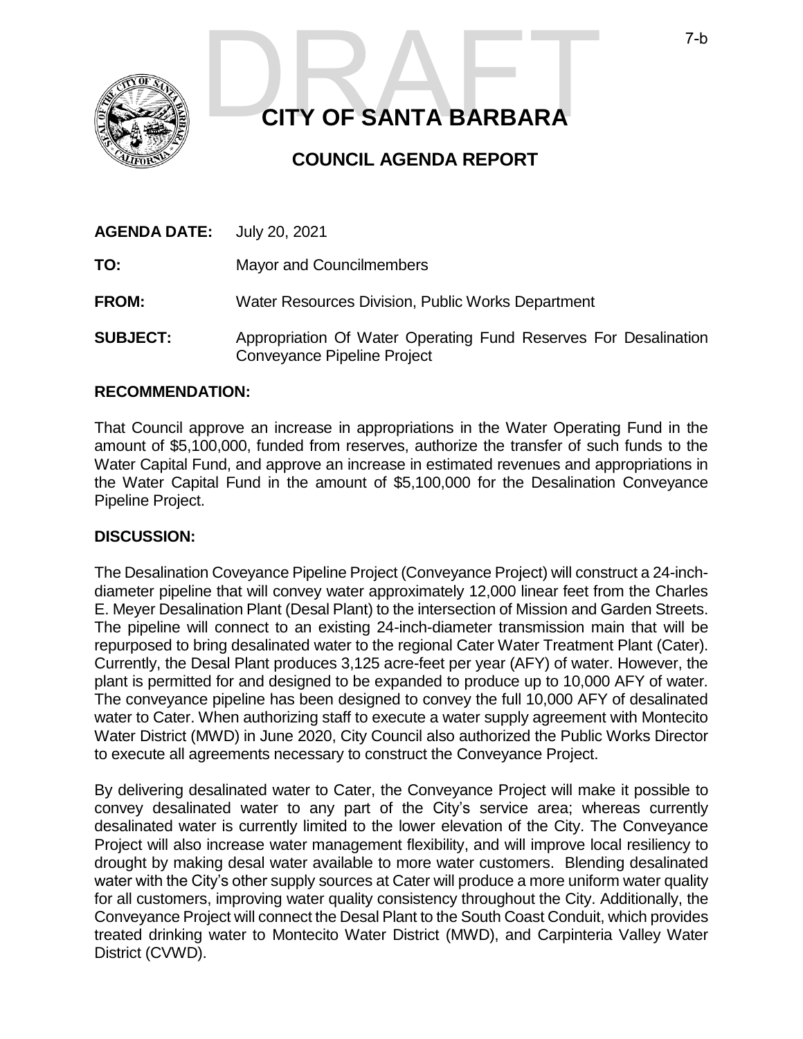DRAFT

# CITY OF SANTA BARBARA

## COUNCIL AGENDA REPORT

**AGENDA DATE:** July 20, 2021

**TO:** Mayor and Councilmembers

**FROM:** Water Resources Division, Public Works Department

**SUBJECT:** Appropriation Of Water Operating Fund Reserves For Desalination Conveyance Pipeline Project

### RECOMMENDATION:

That Council approve an increase in appropriations in the Water Operating Fund in the amount of $5,100,000, funded from reserves, authorize the transfer of such funds to the Water Capital Fund, and approve an increase in estimated revenues and appropriations in the Water Capital Fund in the amount of $5,100,000 for the Desalination Conveyance Pipeline Project.

### DISCUSSION:

The Desalination Coveyance Pipeline Project (Conveyance Project) will construct a 24-inch-diameter pipeline that will convey water approximately 12,000 linear feet from the Charles E. Meyer Desalination Plant (Desal Plant) to the intersection of Mission and Garden Streets. The pipeline will connect to an existing 24-inch-diameter transmission main that will be repurposed to bring desalinated water to the regional Cater Water Treatment Plant (Cater). Currently, the Desal Plant produces 3,125 acre-feet per year (AFY) of water. However, the plant is permitted for and designed to be expanded to produce up to 10,000 AFY of water. The conveyance pipeline has been designed to convey the full 10,000 AFY of desalinated water to Cater. When authorizing staff to execute a water supply agreement with Montecito Water District (MWD) in June 2020, City Council also authorized the Public Works Director to execute all agreements necessary to construct the Conveyance Project.

By delivering desalinated water to Cater, the Conveyance Project will make it possible to convey desalinated water to any part of the City's service area; whereas currently desalinated water is currently limited to the lower elevation of the City. The Conveyance Project will also increase water management flexibility, and will improve local resiliency to drought by making desal water available to more water customers. Blending desalinated water with the City's other supply sources at Cater will produce a more uniform water quality for all customers, improving water quality consistency throughout the City. Additionally, the Conveyance Project will connect the Desal Plant to the South Coast Conduit, which provides treated drinking water to Montecito Water District (MWD), and Carpinteria Valley Water District (CVWD).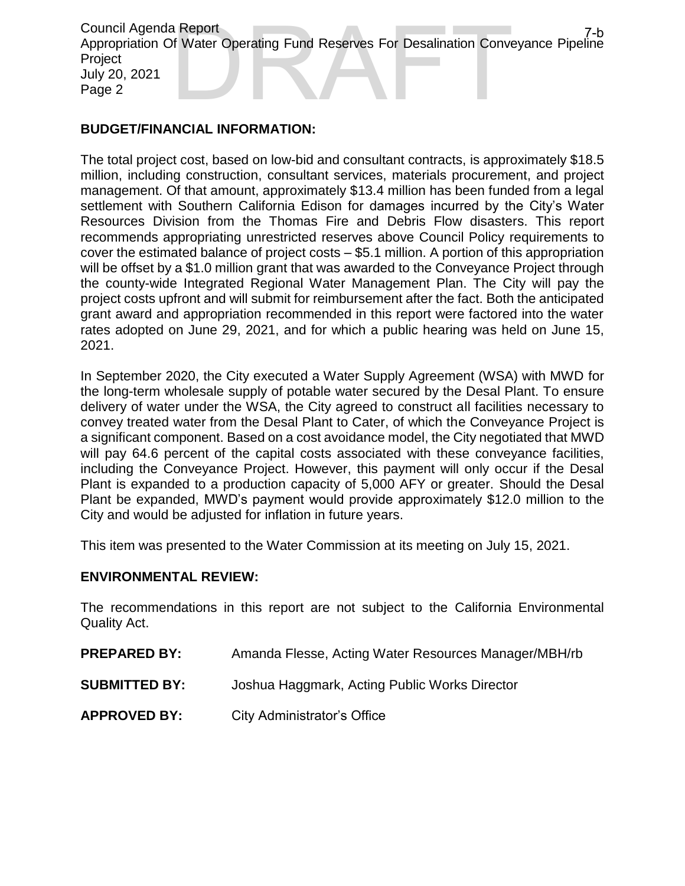**BUDGET/FINANCIAL INFORMATION:**

The total project cost, based on low-bid and consultant contracts, is approximately $18.5 million, including construction, consultant services, materials procurement, and project management. Of that amount, approximately $13.4 million has been funded from a legal settlement with Southern California Edison for damages incurred by the City's Water Resources Division from the Thomas Fire and Debris Flow disasters. This report recommends appropriating unrestricted reserves above Council Policy requirements to cover the estimated balance of project costs – $5.1 million. A portion of this appropriation will be offset by a $1.0 million grant that was awarded to the Conveyance Project through the county-wide Integrated Regional Water Management Plan. The City will pay the project costs upfront and will submit for reimbursement after the fact. Both the anticipated grant award and appropriation recommended in this report were factored into the water rates adopted on June 29, 2021, and for which a public hearing was held on June 15, 2021.

In September 2020, the City executed a Water Supply Agreement (WSA) with MWD for the long-term wholesale supply of potable water secured by the Desal Plant. To ensure delivery of water under the WSA, the City agreed to construct all facilities necessary to convey treated water from the Desal Plant to Cater, of which the Conveyance Project is a significant component. Based on a cost avoidance model, the City negotiated that MWD will pay 64.6 percent of the capital costs associated with these conveyance facilities, including the Conveyance Project. However, this payment will only occur if the Desal Plant is expanded to a production capacity of 5,000 AFY or greater. Should the Desal Plant be expanded, MWD's payment would provide approximately $12.0 million to the City and would be adjusted for inflation in future years.

This item was presented to the Water Commission at its meeting on July 15, 2021.

**ENVIRONMENTAL REVIEW:**

The recommendations in this report are not subject to the California Environmental Quality Act.

**PREPARED BY:** Amanda Flesse, Acting Water Resources Manager/MBH/rb

**SUBMITTED BY:** Joshua Haggmark, Acting Public Works Director

**APPROVED BY:** City Administrator's Office